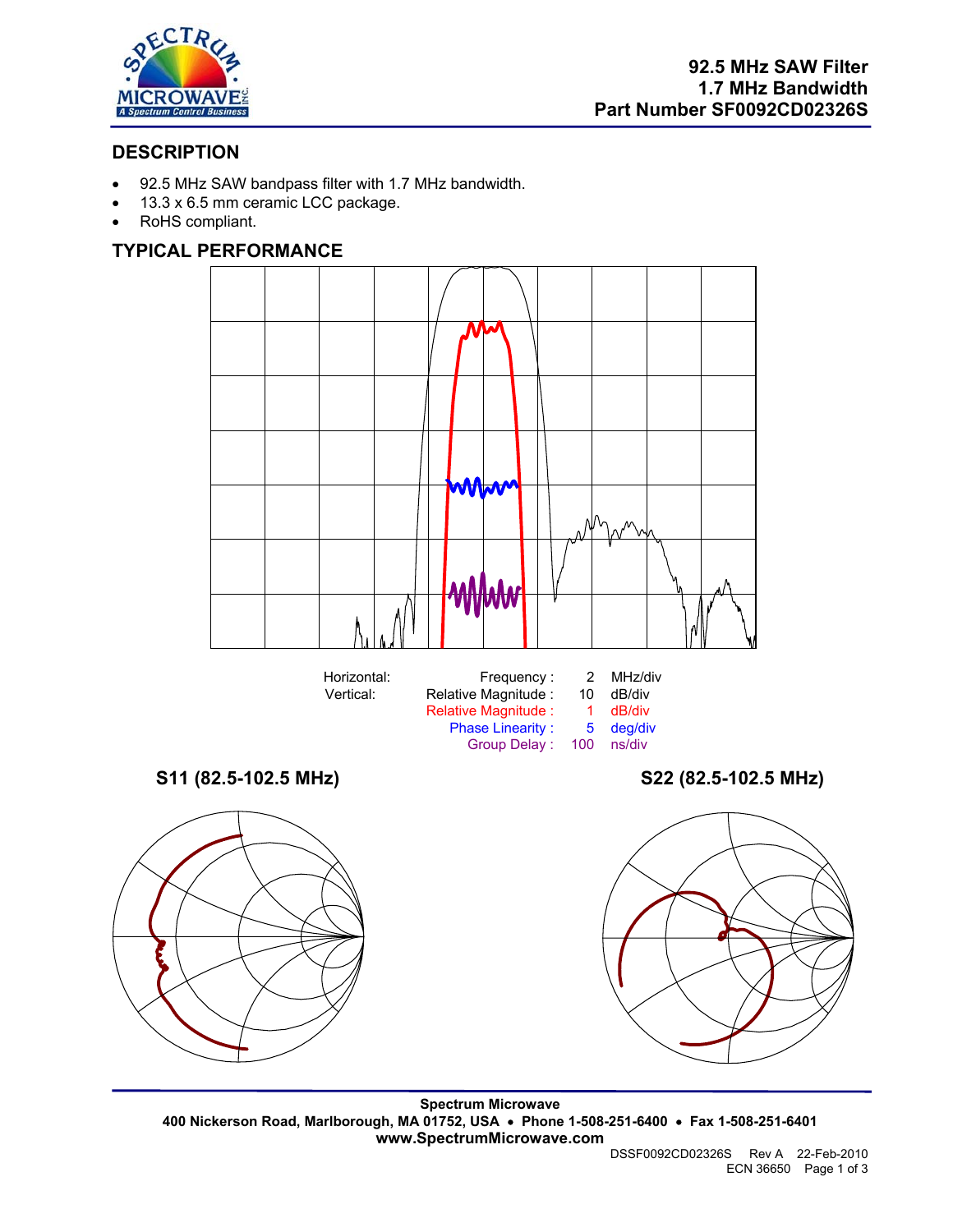# 92.5 MHz SAW Filter
# 1.7 MHz Bandwidth
# Part Number SF0092CD02326S

## DESCRIPTION

- 92.5 MHz SAW bandpass filter with 1.7 MHz bandwidth.
- 13.3 x 6.5 mm ceramic LCC package.
- RoHS compliant.

## TYPICAL PERFORMANCE

| | | | |
|---|---|---|---|
| Horizontal: | Frequency : | 2 | MHz/div |
| Vertical: | Relative Magnitude : | 10 | dB/div |
| | Relative Magnitude : | 1 | dB/div |
| | Phase Linearity : | 5 | deg/div |
| | Group Delay : | 100 | ns/div |

**S11 (82.5-102.5 MHz)**

**S22 (82.5-102.5 MHz)**

**Spectrum Microwave**
**400 Nickerson Road, Marlborough, MA 01752, USA • Phone 1-508-251-6400 • Fax 1-508-251-6401**
**www.SpectrumMicrowave.com**

DSSF0092CD02326S Rev A 22-Feb-2010
ECN 36650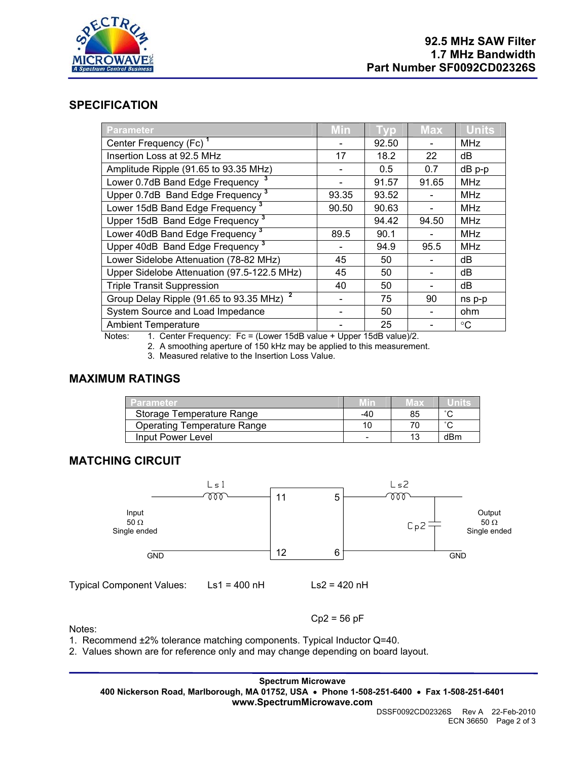# 92.5 MHz SAW Filter
# 1.7 MHz Bandwidth
# Part Number SF0092CD02326S

## SPECIFICATION

| Parameter | Min | Typ | Max | Units |
|---|---|---|---|---|
| Center Frequency (Fc) [1] | - | 92.50 | - | MHz |
| Insertion Loss at 92.5 MHz | 17 | 18.2 | 22 | dB |
| Amplitude Ripple (91.65 to 93.35 MHz) | - | 0.5 | 0.7 | dB p-p |
| Lower 0.7dB Band Edge Frequency [3] | - | 91.57 | 91.65 | MHz |
| Upper 0.7dB Band Edge Frequency [3] | 93.35 | 93.52 | - | MHz |
| Lower 15dB Band Edge Frequency [3] | 90.50 | 90.63 | - | MHz |
| Upper 15dB Band Edge Frequency [3] | | 94.42 | 94.50 | MHz |
| Lower 40dB Band Edge Frequency [3] | 89.5 | 90.1 | - | MHz |
| Upper 40dB Band Edge Frequency [3] | - | 94.9 | 95.5 | MHz |
| Lower Sidelobe Attenuation (78-82 MHz) | 45 | 50 | - | dB |
| Upper Sidelobe Attenuation (97.5-122.5 MHz) | 45 | 50 | - | dB |
| Triple Transit Suppression | 40 | 50 | - | dB |
| Group Delay Ripple (91.65 to 93.35 MHz) [2] | - | 75 | 90 | ns p-p |
| System Source and Load Impedance | - | 50 | - | ohm |
| Ambient Temperature | - | 25 | - | °C |

Notes:
1. Center Frequency: Fc = (Lower 15dB value + Upper 15dB value)/2.
2. A smoothing aperture of 150 kHz may be applied to this measurement.
3. Measured relative to the Insertion Loss Value.

## MAXIMUM RATINGS

| Parameter | Min | Max | Units |
|---|---|---|---|
| Storage Temperature Range | -40 | 85 | °C |
| Operating Temperature Range | 10 | 70 | °C |
| Input Power Level | - | 13 | dBm |

## MATCHING CIRCUIT

Input 50 Ω Single ended — Ls1 — pin 11; pin 12 — GND. Pin 5 — Ls2 — Cp2 (shunt) — Output 50 Ω Single ended; pin 6 — GND.

Typical Component Values: Ls1 = 400 nH    Ls2 = 420 nH

Cp2 = 56 pF

Notes:
1. Recommend ±2% tolerance matching components. Typical Inductor Q=40.
2. Values shown are for reference only and may change depending on board layout.

**Spectrum Microwave**
**400 Nickerson Road, Marlborough, MA 01752, USA • Phone 1-508-251-6400 • Fax 1-508-251-6401**
**www.SpectrumMicrowave.com**

DSSF0092CD02326S Rev A 22-Feb-2010
ECN 36650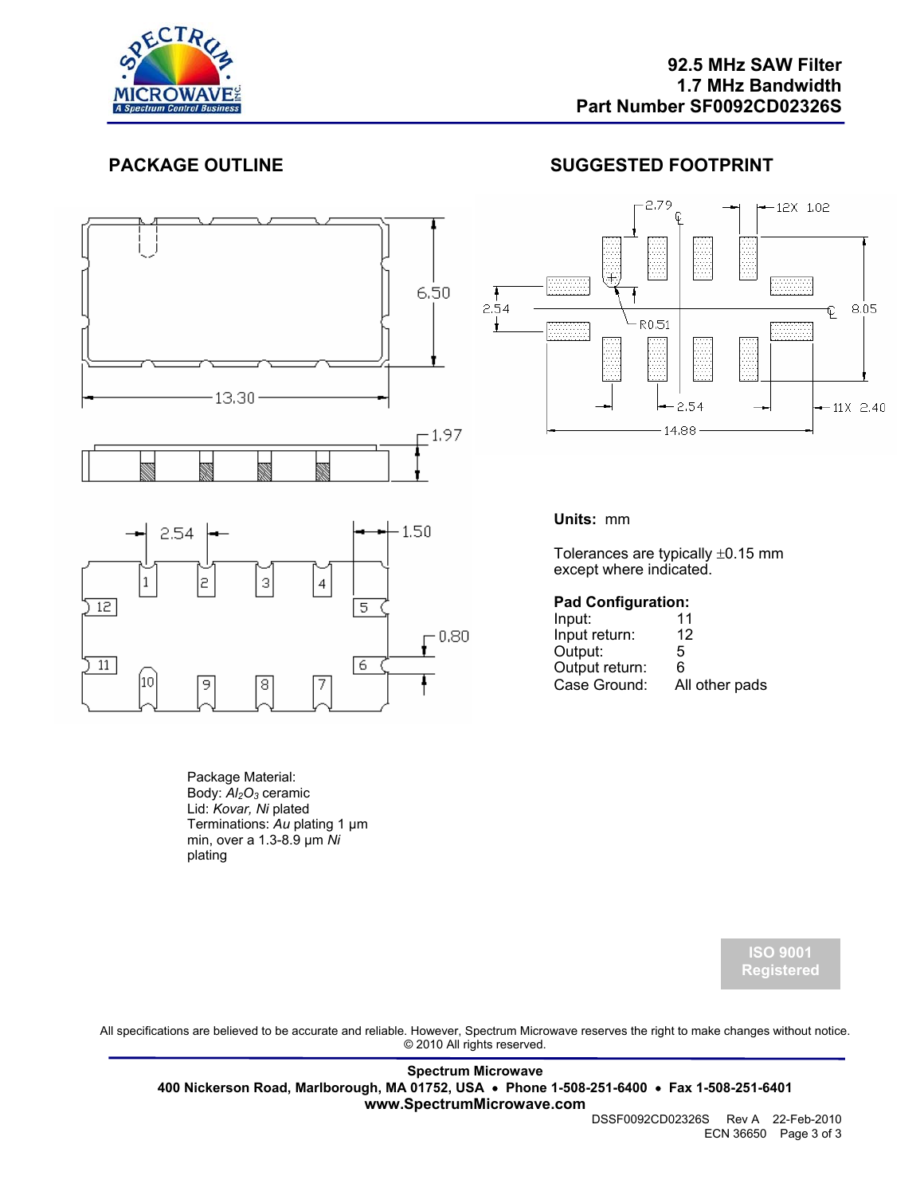# 92.5 MHz SAW Filter
# 1.7 MHz Bandwidth
# Part Number SF0092CD02326S

## PACKAGE OUTLINE

6.50
13.30
1.97
2.54
1.50
0.80
1 2 3 4 5 6 7 8 9 10 11 12

## SUGGESTED FOOTPRINT

2.79
12X 1.02
2.54
R0.51
8.05
2.54
11X 2.40
14.88

**Units:** mm

Tolerances are typically ±0.15 mm except where indicated.

**Pad Configuration:**

| | |
|---|---|
| Input: | 11 |
| Input return: | 12 |
| Output: | 5 |
| Output return: | 6 |
| Case Ground: | All other pads |

Package Material:
Body: $Al_2O_3$ ceramic
Lid: *Kovar, Ni* plated
Terminations: *Au* plating 1 µm min, over a 1.3-8.9 µm *Ni* plating

ISO 9001 Registered

All specifications are believed to be accurate and reliable. However, Spectrum Microwave reserves the right to make changes without notice.
© 2010 All rights reserved.

**Spectrum Microwave**
**400 Nickerson Road, Marlborough, MA 01752, USA • Phone 1-508-251-6400 • Fax 1-508-251-6401**
**www.SpectrumMicrowave.com**

DSSF0092CD02326S Rev A 22-Feb-2010
ECN 36650